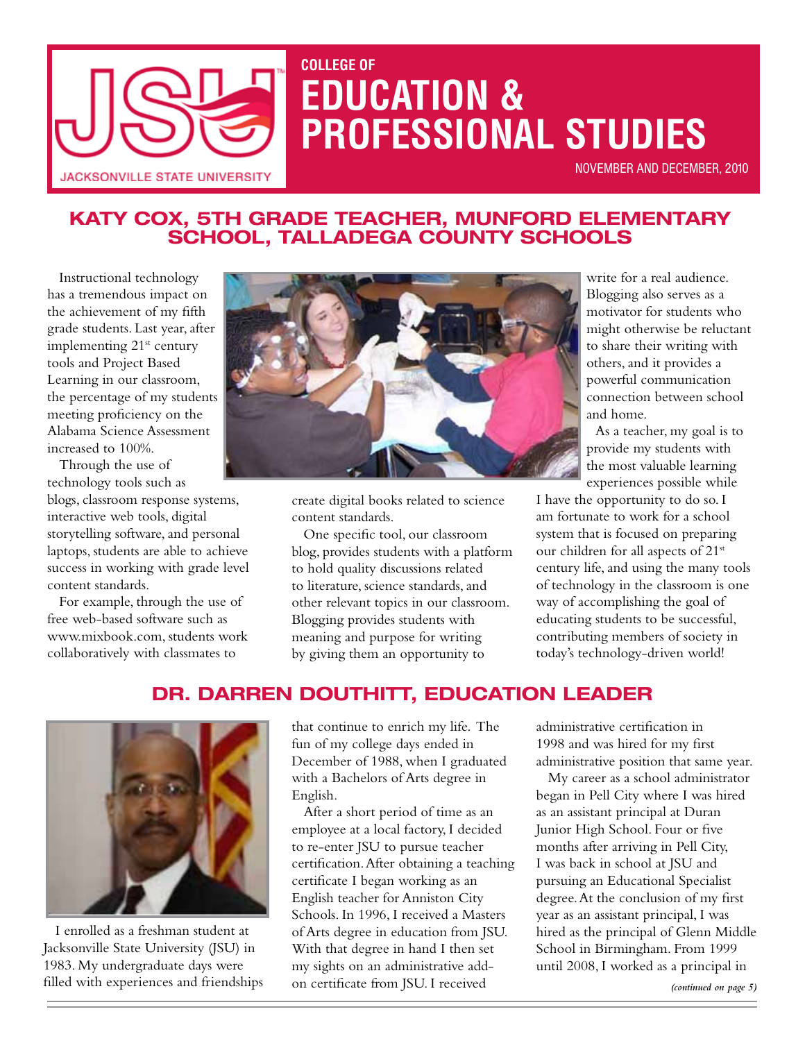# COLLEGE OF EDUCATION & PROFESSIONAL STUDIES

JACKSONVILLE STATE UNIVERSITY

NOVEMBER AND DECEMBER, 2010

## KATY COX, 5TH GRADE TEACHER, MUNFORD ELEMENTARY SCHOOL, TALLADEGA COUNTY SCHOOLS

Instructional technology has a tremendous impact on the achievement of my fifth grade students. Last year, after implementing 21st century tools and Project Based Learning in our classroom, the percentage of my students meeting proficiency on the Alabama Science Assessment increased to 100%.

Through the use of technology tools such as blogs, classroom response systems, interactive web tools, digital storytelling software, and personal laptops, students are able to achieve success in working with grade level content standards.

For example, through the use of free web-based software such as www.mixbook.com, students work collaboratively with classmates to create digital books related to science content standards.

One specific tool, our classroom blog, provides students with a platform to hold quality discussions related to literature, science standards, and other relevant topics in our classroom. Blogging provides students with meaning and purpose for writing by giving them an opportunity to write for a real audience. Blogging also serves as a motivator for students who might otherwise be reluctant to share their writing with others, and it provides a powerful communication connection between school and home.

As a teacher, my goal is to provide my students with the most valuable learning experiences possible while I have the opportunity to do so. I am fortunate to work for a school system that is focused on preparing our children for all aspects of 21st century life, and using the many tools of technology in the classroom is one way of accomplishing the goal of educating students to be successful, contributing members of society in today's technology-driven world!

## DR. DARREN DOUTHITT, EDUCATION LEADER

I enrolled as a freshman student at Jacksonville State University (JSU) in 1983. My undergraduate days were filled with experiences and friendships that continue to enrich my life. The fun of my college days ended in December of 1988, when I graduated with a Bachelors of Arts degree in English.

After a short period of time as an employee at a local factory, I decided to re-enter JSU to pursue teacher certification. After obtaining a teaching certificate I began working as an English teacher for Anniston City Schools. In 1996, I received a Masters of Arts degree in education from JSU. With that degree in hand I then set my sights on an administrative add-on certificate from JSU. I received administrative certification in 1998 and was hired for my first administrative position that same year.

My career as a school administrator began in Pell City where I was hired as an assistant principal at Duran Junior High School. Four or five months after arriving in Pell City, I was back in school at JSU and pursuing an Educational Specialist degree. At the conclusion of my first year as an assistant principal, I was hired as the principal of Glenn Middle School in Birmingham. From 1999 until 2008, I worked as a principal in

*(continued on page 5)*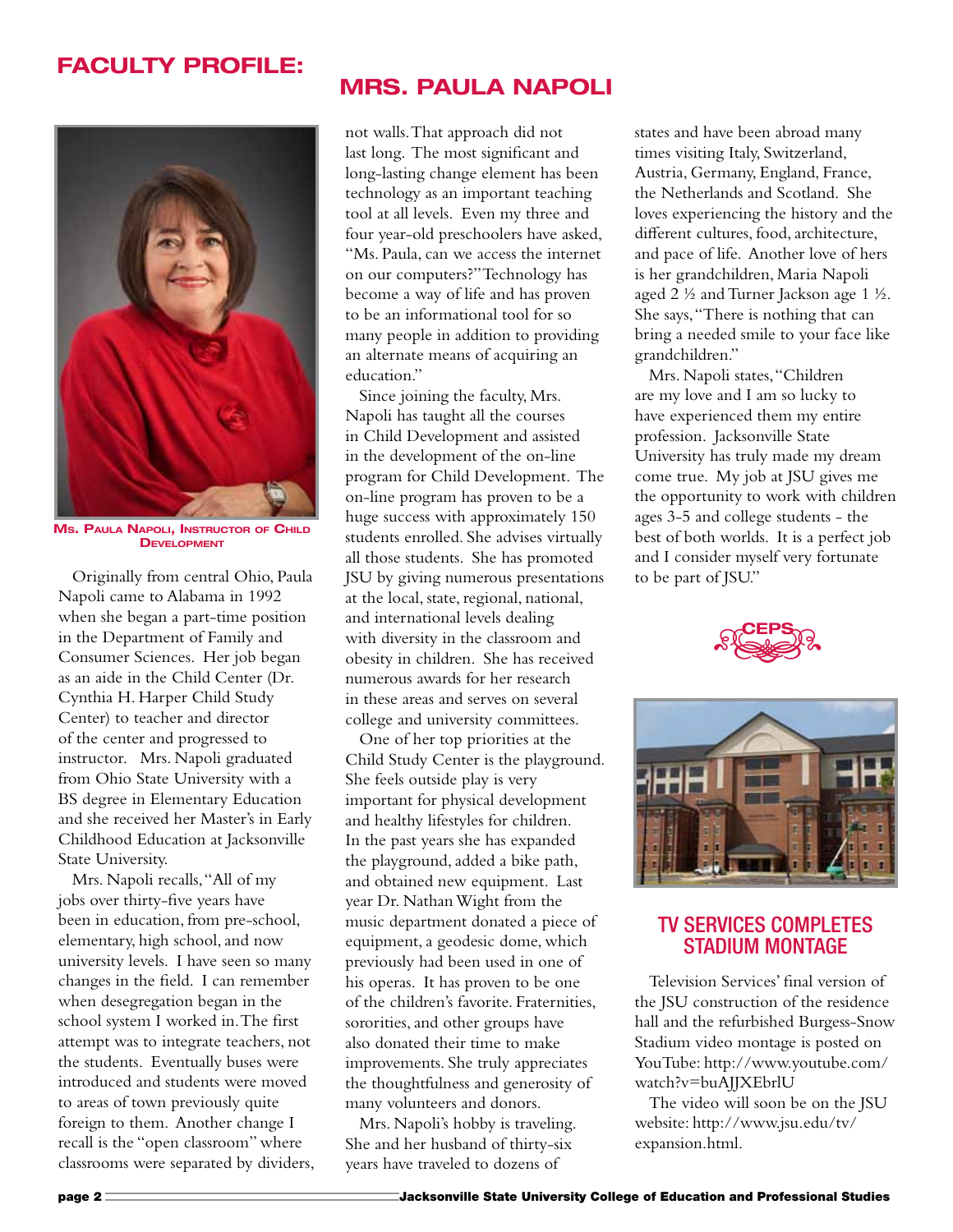# FACULTY PROFILE: MRS. PAULA NAPOLI

**Ms. Paula Napoli, Instructor of Child Development**

Originally from central Ohio, Paula Napoli came to Alabama in 1992 when she began a part-time position in the Department of Family and Consumer Sciences. Her job began as an aide in the Child Center (Dr. Cynthia H. Harper Child Study Center) to teacher and director of the center and progressed to instructor. Mrs. Napoli graduated from Ohio State University with a BS degree in Elementary Education and she received her Master's in Early Childhood Education at Jacksonville State University.

Mrs. Napoli recalls, "All of my jobs over thirty-five years have been in education, from pre-school, elementary, high school, and now university levels. I have seen so many changes in the field. I can remember when desegregation began in the school system I worked in. The first attempt was to integrate teachers, not the students. Eventually buses were introduced and students were moved to areas of town previously quite foreign to them. Another change I recall is the "open classroom" where classrooms were separated by dividers, not walls. That approach did not last long. The most significant and long-lasting change element has been technology as an important teaching tool at all levels. Even my three and four year-old preschoolers have asked, "Ms. Paula, can we access the internet on our computers?" Technology has become a way of life and has proven to be an informational tool for so many people in addition to providing an alternate means of acquiring an education."

Since joining the faculty, Mrs. Napoli has taught all the courses in Child Development and assisted in the development of the on-line program for Child Development. The on-line program has proven to be a huge success with approximately 150 students enrolled. She advises virtually all those students. She has promoted JSU by giving numerous presentations at the local, state, regional, national, and international levels dealing with diversity in the classroom and obesity in children. She has received numerous awards for her research in these areas and serves on several college and university committees.

One of her top priorities at the Child Study Center is the playground. She feels outside play is very important for physical development and healthy lifestyles for children. In the past years she has expanded the playground, added a bike path, and obtained new equipment. Last year Dr. Nathan Wight from the music department donated a piece of equipment, a geodesic dome, which previously had been used in one of his operas. It has proven to be one of the children's favorite. Fraternities, sororities, and other groups have also donated their time to make improvements. She truly appreciates the thoughtfulness and generosity of many volunteers and donors.

Mrs. Napoli's hobby is traveling. She and her husband of thirty-six years have traveled to dozens of states and have been abroad many times visiting Italy, Switzerland, Austria, Germany, England, France, the Netherlands and Scotland. She loves experiencing the history and the different cultures, food, architecture, and pace of life. Another love of hers is her grandchildren, Maria Napoli aged 2 ½ and Turner Jackson age 1 ½. She says, "There is nothing that can bring a needed smile to your face like grandchildren."

Mrs. Napoli states, "Children are my love and I am so lucky to have experienced them my entire profession. Jacksonville State University has truly made my dream come true. My job at JSU gives me the opportunity to work with children ages 3-5 and college students - the best of both worlds. It is a perfect job and I consider myself very fortunate to be part of JSU."

## TV SERVICES COMPLETES STADIUM MONTAGE

Television Services' final version of the JSU construction of the residence hall and the refurbished Burgess-Snow Stadium video montage is posted on YouTube: http://www.youtube.com/watch?v=buAJJXEbrlU

The video will soon be on the JSU website: http://www.jsu.edu/tv/expansion.html.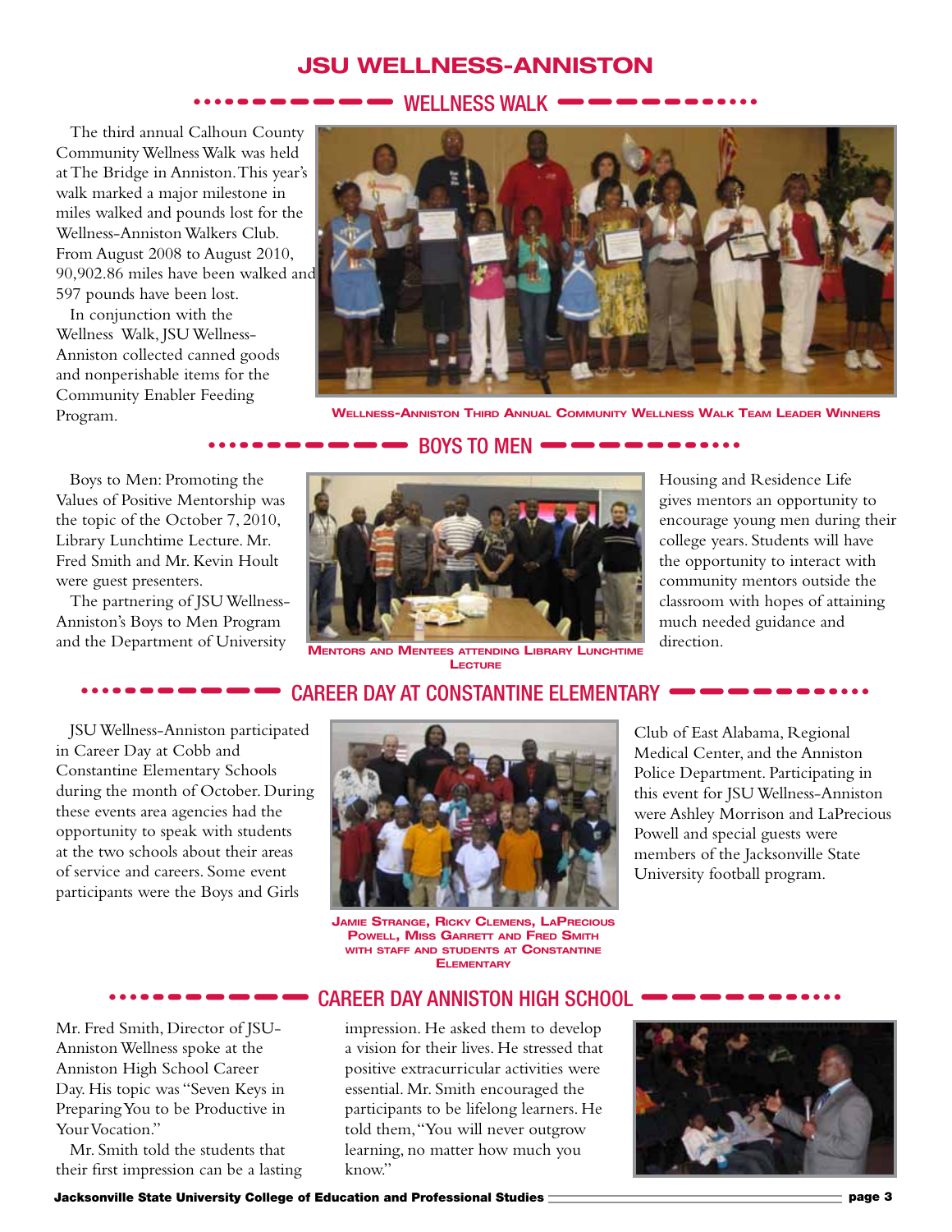# JSU WELLNESS-ANNISTON

## WELLNESS WALK

The third annual Calhoun County Community Wellness Walk was held at The Bridge in Anniston. This year's walk marked a major milestone in miles walked and pounds lost for the Wellness-Anniston Walkers Club. From August 2008 to August 2010, 90,902.86 miles have been walked and 597 pounds have been lost.

In conjunction with the Wellness Walk, JSU Wellness-Anniston collected canned goods and nonperishable items for the Community Enabler Feeding Program.

**Wellness-Anniston Third Annual Community Wellness Walk Team Leader Winners**

## BOYS TO MEN

Boys to Men: Promoting the Values of Positive Mentorship was the topic of the October 7, 2010, Library Lunchtime Lecture. Mr. Fred Smith and Mr. Kevin Hoult were guest presenters.

The partnering of JSU Wellness-Anniston's Boys to Men Program and the Department of University Housing and Residence Life gives mentors an opportunity to encourage young men during their college years. Students will have the opportunity to interact with community mentors outside the classroom with hopes of attaining much needed guidance and direction.

**Mentors and Mentees attending Library Lunchtime Lecture**

## CAREER DAY AT CONSTANTINE ELEMENTARY

JSU Wellness-Anniston participated in Career Day at Cobb and Constantine Elementary Schools during the month of October. During these events area agencies had the opportunity to speak with students at the two schools about their areas of service and careers. Some event participants were the Boys and Girls Club of East Alabama, Regional Medical Center, and the Anniston Police Department. Participating in this event for JSU Wellness-Anniston were Ashley Morrison and LaPrecious Powell and special guests were members of the Jacksonville State University football program.

**Jamie Strange, Ricky Clemens, LaPrecious Powell, Miss Garrett and Fred Smith with staff and students at Constantine Elementary**

## CAREER DAY ANNISTON HIGH SCHOOL

Mr. Fred Smith, Director of JSU-Anniston Wellness spoke at the Anniston High School Career Day. His topic was "Seven Keys in Preparing You to be Productive in Your Vocation."

Mr. Smith told the students that their first impression can be a lasting impression. He asked them to develop a vision for their lives. He stressed that positive extracurricular activities were essential. Mr. Smith encouraged the participants to be lifelong learners. He told them, "You will never outgrow learning, no matter how much you know."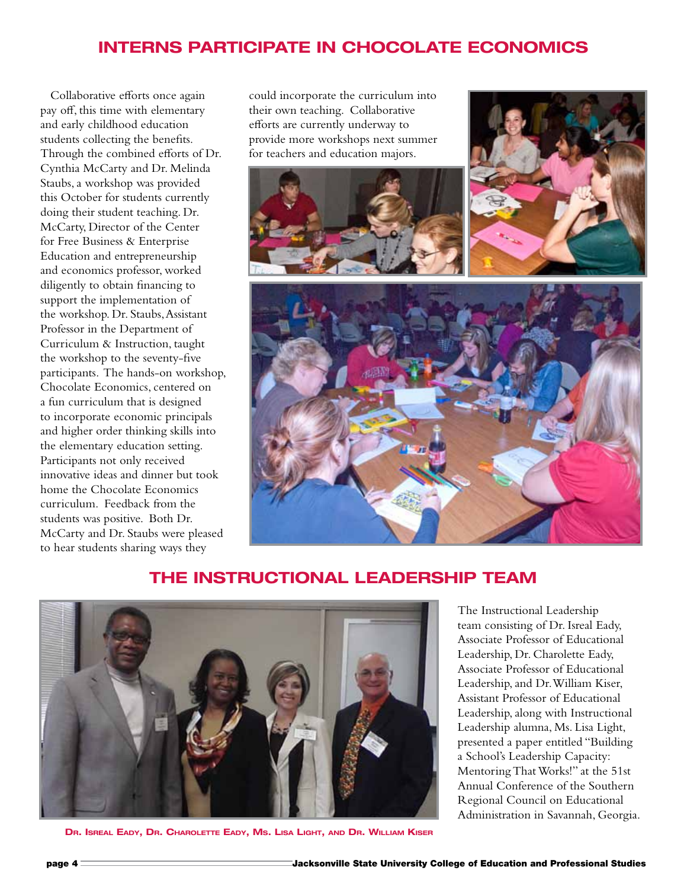## INTERNS PARTICIPATE IN CHOCOLATE ECONOMICS

Collaborative efforts once again pay off, this time with elementary and early childhood education students collecting the benefits. Through the combined efforts of Dr. Cynthia McCarty and Dr. Melinda Staubs, a workshop was provided this October for students currently doing their student teaching. Dr. McCarty, Director of the Center for Free Business & Enterprise Education and entrepreneurship and economics professor, worked diligently to obtain financing to support the implementation of the workshop. Dr. Staubs, Assistant Professor in the Department of Curriculum & Instruction, taught the workshop to the seventy-five participants. The hands-on workshop, Chocolate Economics, centered on a fun curriculum that is designed to incorporate economic principals and higher order thinking skills into the elementary education setting. Participants not only received innovative ideas and dinner but took home the Chocolate Economics curriculum. Feedback from the students was positive. Both Dr. McCarty and Dr. Staubs were pleased to hear students sharing ways they could incorporate the curriculum into their own teaching. Collaborative efforts are currently underway to provide more workshops next summer for teachers and education majors.

## THE INSTRUCTIONAL LEADERSHIP TEAM

The Instructional Leadership team consisting of Dr. Isreal Eady, Associate Professor of Educational Leadership, Dr. Charolette Eady, Associate Professor of Educational Leadership, and Dr. William Kiser, Assistant Professor of Educational Leadership, along with Instructional Leadership alumna, Ms. Lisa Light, presented a paper entitled "Building a School's Leadership Capacity: Mentoring That Works!" at the 51st Annual Conference of the Southern Regional Council on Educational Administration in Savannah, Georgia.

**Dr. Isreal Eady, Dr. Charolette Eady, Ms. Lisa Light, and Dr. William Kiser**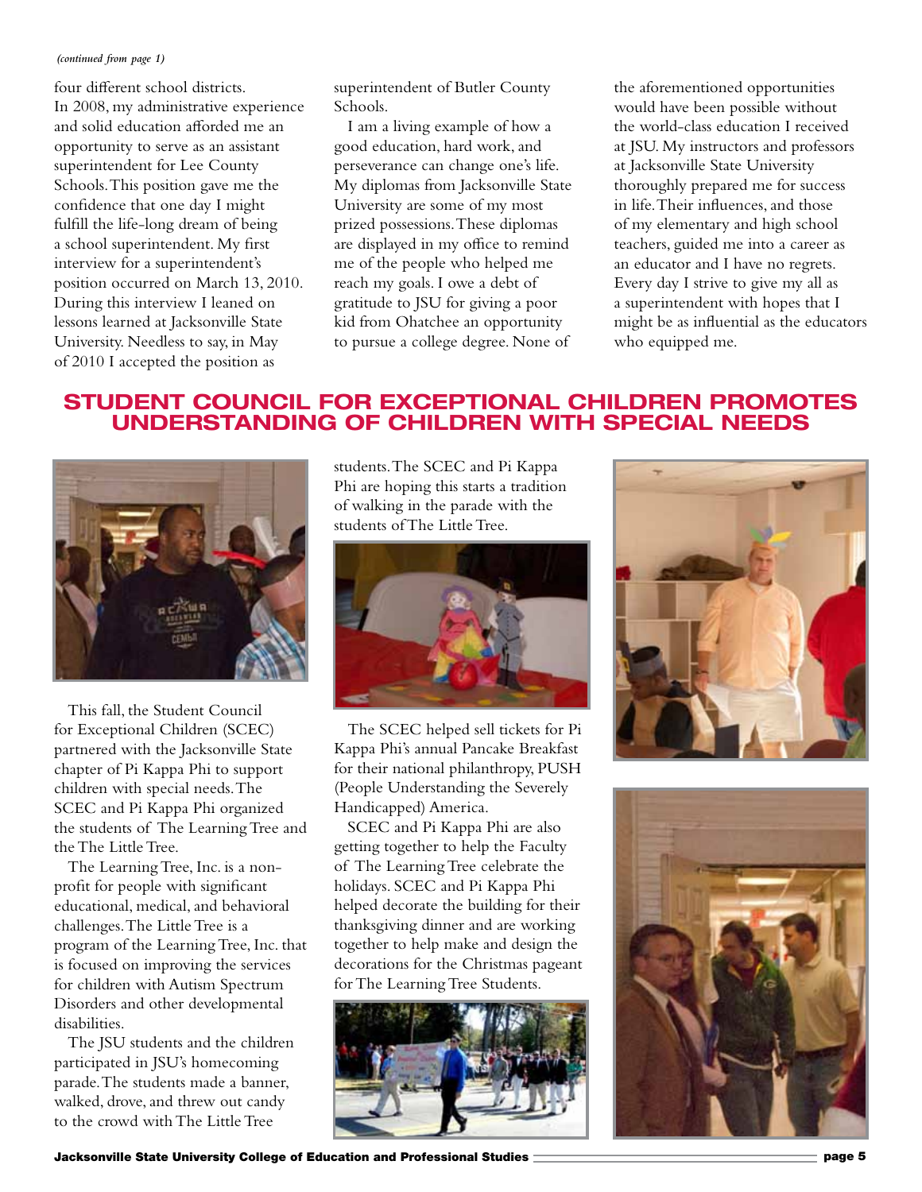*(continued from page 1)*

four different school districts. In 2008, my administrative experience and solid education afforded me an opportunity to serve as an assistant superintendent for Lee County Schools. This position gave me the confidence that one day I might fulfill the life-long dream of being a school superintendent. My first interview for a superintendent's position occurred on March 13, 2010. During this interview I leaned on lessons learned at Jacksonville State University. Needless to say, in May of 2010 I accepted the position as superintendent of Butler County Schools.

I am a living example of how a good education, hard work, and perseverance can change one's life. My diplomas from Jacksonville State University are some of my most prized possessions. These diplomas are displayed in my office to remind me of the people who helped me reach my goals. I owe a debt of gratitude to JSU for giving a poor kid from Ohatchee an opportunity to pursue a college degree. None of the aforementioned opportunities would have been possible without the world-class education I received at JSU. My instructors and professors at Jacksonville State University thoroughly prepared me for success in life. Their influences, and those of my elementary and high school teachers, guided me into a career as an educator and I have no regrets. Every day I strive to give my all as a superintendent with hopes that I might be as influential as the educators who equipped me.

## STUDENT COUNCIL FOR EXCEPTIONAL CHILDREN PROMOTES UNDERSTANDING OF CHILDREN WITH SPECIAL NEEDS

This fall, the Student Council for Exceptional Children (SCEC) partnered with the Jacksonville State chapter of Pi Kappa Phi to support children with special needs. The SCEC and Pi Kappa Phi organized the students of The Learning Tree and the The Little Tree.

The Learning Tree, Inc. is a non-profit for people with significant educational, medical, and behavioral challenges. The Little Tree is a program of the Learning Tree, Inc. that is focused on improving the services for children with Autism Spectrum Disorders and other developmental disabilities.

The JSU students and the children participated in JSU's homecoming parade. The students made a banner, walked, drove, and threw out candy to the crowd with The Little Tree students. The SCEC and Pi Kappa Phi are hoping this starts a tradition of walking in the parade with the students of The Little Tree.

The SCEC helped sell tickets for Pi Kappa Phi's annual Pancake Breakfast for their national philanthropy, PUSH (People Understanding the Severely Handicapped) America.

SCEC and Pi Kappa Phi are also getting together to help the Faculty of The Learning Tree celebrate the holidays. SCEC and Pi Kappa Phi helped decorate the building for their thanksgiving dinner and are working together to help make and design the decorations for the Christmas pageant for The Learning Tree Students.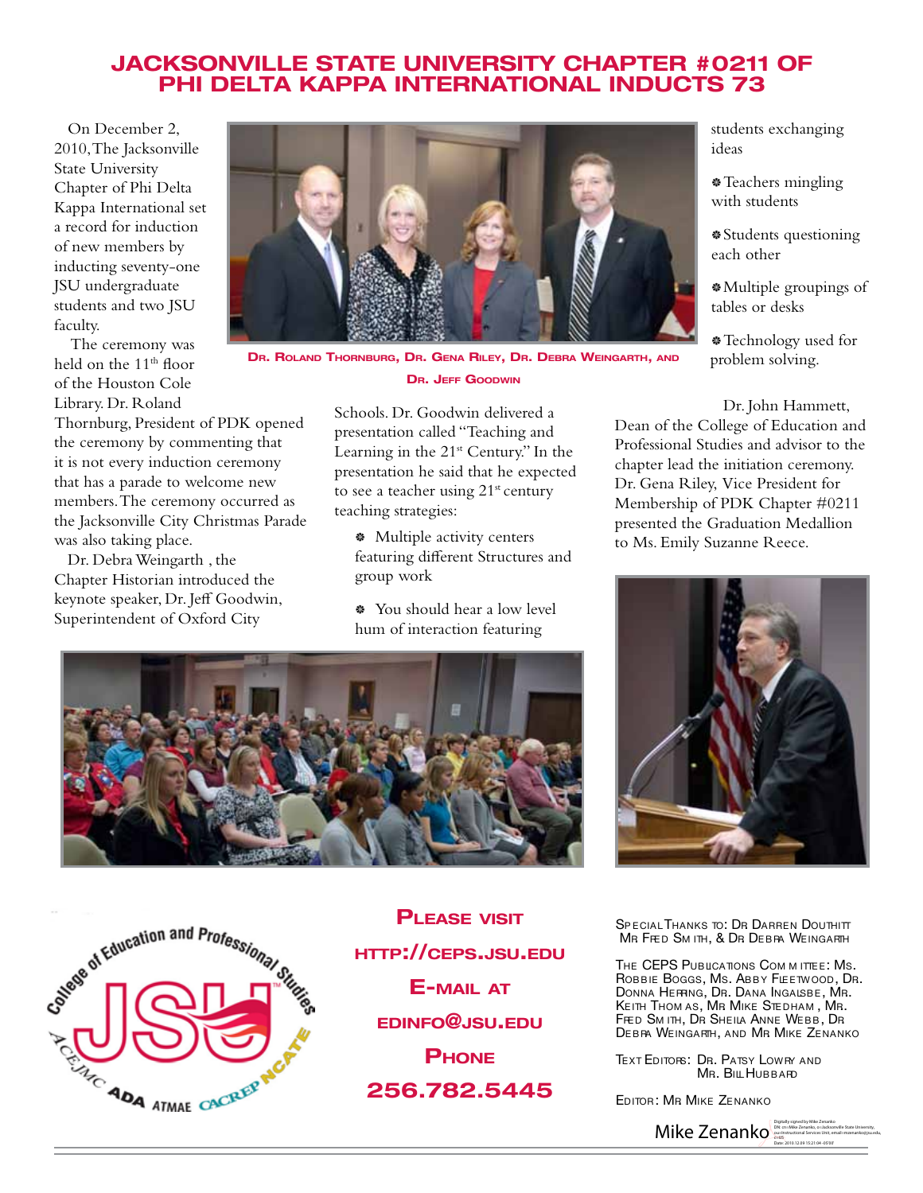# JACKSONVILLE STATE UNIVERSITY CHAPTER #0211 OF PHI DELTA KAPPA INTERNATIONAL INDUCTS 73

On December 2, 2010, The Jacksonville State University Chapter of Phi Delta Kappa International set a record for induction of new members by inducting seventy-one JSU undergraduate students and two JSU faculty.

The ceremony was held on the 11th floor of the Houston Cole Library. Dr. Roland Thornburg, President of PDK opened the ceremony by commenting that it is not every induction ceremony that has a parade to welcome new members. The ceremony occurred as the Jacksonville City Christmas Parade was also taking place.

Dr. Debra Weingarth , the Chapter Historian introduced the keynote speaker, Dr. Jeff Goodwin, Superintendent of Oxford City Schools. Dr. Goodwin delivered a presentation called "Teaching and Learning in the 21st Century." In the presentation he said that he expected to see a teacher using 21st century teaching strategies:

- Multiple activity centers featuring different Structures and group work
- You should hear a low level hum of interaction featuring students exchanging ideas
- Teachers mingling with students
- Students questioning each other
- Multiple groupings of tables or desks
- Technology used for problem solving.

**Dr. Roland Thornburg, Dr. Gena Riley, Dr. Debra Weingarth, and Dr. Jeff Goodwin**

Dr. John Hammett, Dean of the College of Education and Professional Studies and advisor to the chapter lead the initiation ceremony. Dr. Gena Riley, Vice President for Membership of PDK Chapter #0211 presented the Graduation Medallion to Ms. Emily Suzanne Reece.

College of Education and Professional Studies
JSU
ACEJMC ADA ATMAE CACREP NCATE

**Please visit**

**http://ceps.jsu.edu**

**E-mail at**

**edinfo@jsu.edu**

**Phone**

**256.782.5445**

Special Thanks to: Dr Darren Douthitt Mr Fred Smith, & Dr Debra Weingarth

The CEPS Publications Committee: Ms. Robbie Boggs, Ms. Abby Fleetwood, Dr. Donna Herring, Dr. Dana Ingalsbe, Mr. Keith Thomas, Mr Mike Stedham, Mr. Fred Smith, Dr Sheila Anne Webb, Dr Debra Weingarth, and Mr Mike Zenanko

Text Editors: Dr. Patsy Lowry and Mr. Bill Hubbard

Editor: Mr Mike Zenanko

Mike Zenanko